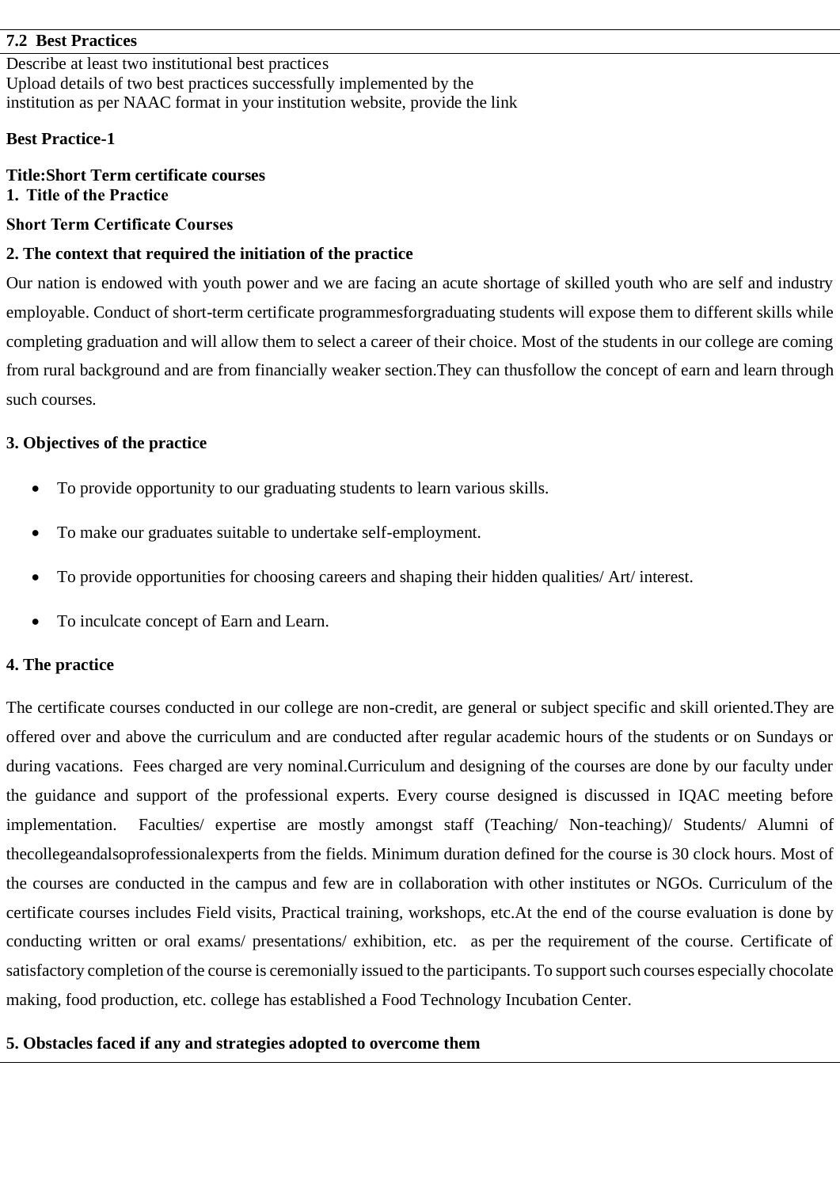## 7.2 Best Practices

Describe at least two institutional best practices
Upload details of two best practices successfully implemented by the institution as per NAAC format in your institution website, provide the link

**Best Practice-1**

**Title:Short Term certificate courses**

**1. Title of the Practice**

**Short Term Certificate Courses**

**2. The context that required the initiation of the practice**

Our nation is endowed with youth power and we are facing an acute shortage of skilled youth who are self and industry employable. Conduct of short-term certificate programmesforgraduating students will expose them to different skills while completing graduation and will allow them to select a career of their choice. Most of the students in our college are coming from rural background and are from financially weaker section.They can thusfollow the concept of earn and learn through such courses.

**3. Objectives of the practice**

- To provide opportunity to our graduating students to learn various skills.
- To make our graduates suitable to undertake self-employment.
- To provide opportunities for choosing careers and shaping their hidden qualities/ Art/ interest.
- To inculcate concept of Earn and Learn.

**4. The practice**

The certificate courses conducted in our college are non-credit, are general or subject specific and skill oriented.They are offered over and above the curriculum and are conducted after regular academic hours of the students or on Sundays or during vacations. Fees charged are very nominal.Curriculum and designing of the courses are done by our faculty under the guidance and support of the professional experts. Every course designed is discussed in IQAC meeting before implementation. Faculties/ expertise are mostly amongst staff (Teaching/ Non-teaching)/ Students/ Alumni of thecollegeandalsoprofessionalexperts from the fields. Minimum duration defined for the course is 30 clock hours. Most of the courses are conducted in the campus and few are in collaboration with other institutes or NGOs. Curriculum of the certificate courses includes Field visits, Practical training, workshops, etc.At the end of the course evaluation is done by conducting written or oral exams/ presentations/ exhibition, etc. as per the requirement of the course. Certificate of satisfactory completion of the course is ceremonially issued to the participants. To support such courses especially chocolate making, food production, etc. college has established a Food Technology Incubation Center.

**5. Obstacles faced if any and strategies adopted to overcome them**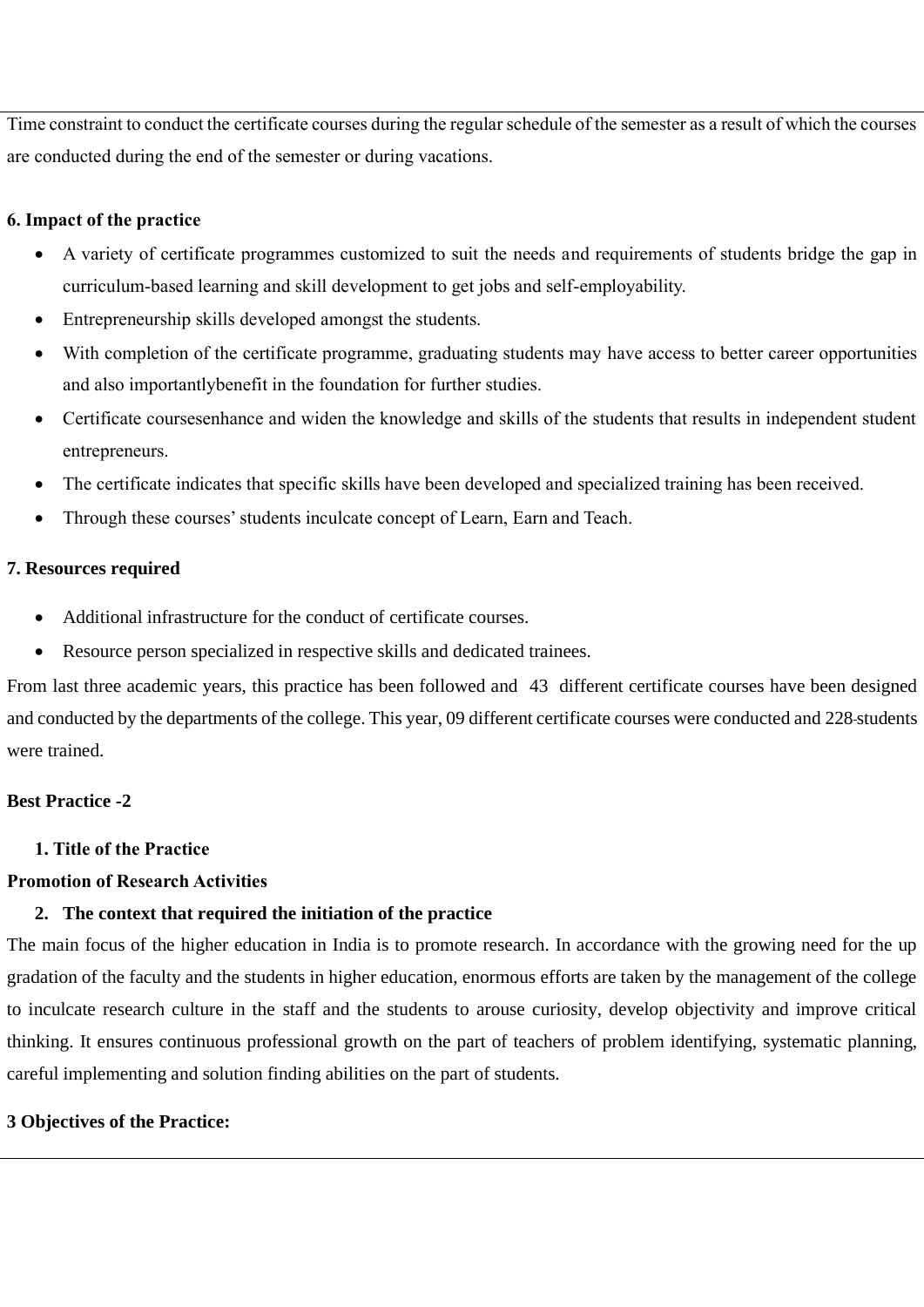Time constraint to conduct the certificate courses during the regular schedule of the semester as a result of which the courses are conducted during the end of the semester or during vacations.

**6. Impact of the practice**

- A variety of certificate programmes customized to suit the needs and requirements of students bridge the gap in curriculum-based learning and skill development to get jobs and self-employability.
- Entrepreneurship skills developed amongst the students.
- With completion of the certificate programme, graduating students may have access to better career opportunities and also importantlybenefit in the foundation for further studies.
- Certificate coursesenhance and widen the knowledge and skills of the students that results in independent student entrepreneurs.
- The certificate indicates that specific skills have been developed and specialized training has been received.
- Through these courses' students inculcate concept of Learn, Earn and Teach.

**7. Resources required**

- Additional infrastructure for the conduct of certificate courses.
- Resource person specialized in respective skills and dedicated trainees.

From last three academic years, this practice has been followed and 43 different certificate courses have been designed and conducted by the departments of the college. This year, 09 different certificate courses were conducted and 228 students were trained.

**Best Practice -2**

**1. Title of the Practice**

**Promotion of Research Activities**

**2. The context that required the initiation of the practice**

The main focus of the higher education in India is to promote research. In accordance with the growing need for the up gradation of the faculty and the students in higher education, enormous efforts are taken by the management of the college to inculcate research culture in the staff and the students to arouse curiosity, develop objectivity and improve critical thinking. It ensures continuous professional growth on the part of teachers of problem identifying, systematic planning, careful implementing and solution finding abilities on the part of students.

**3 Objectives of the Practice:**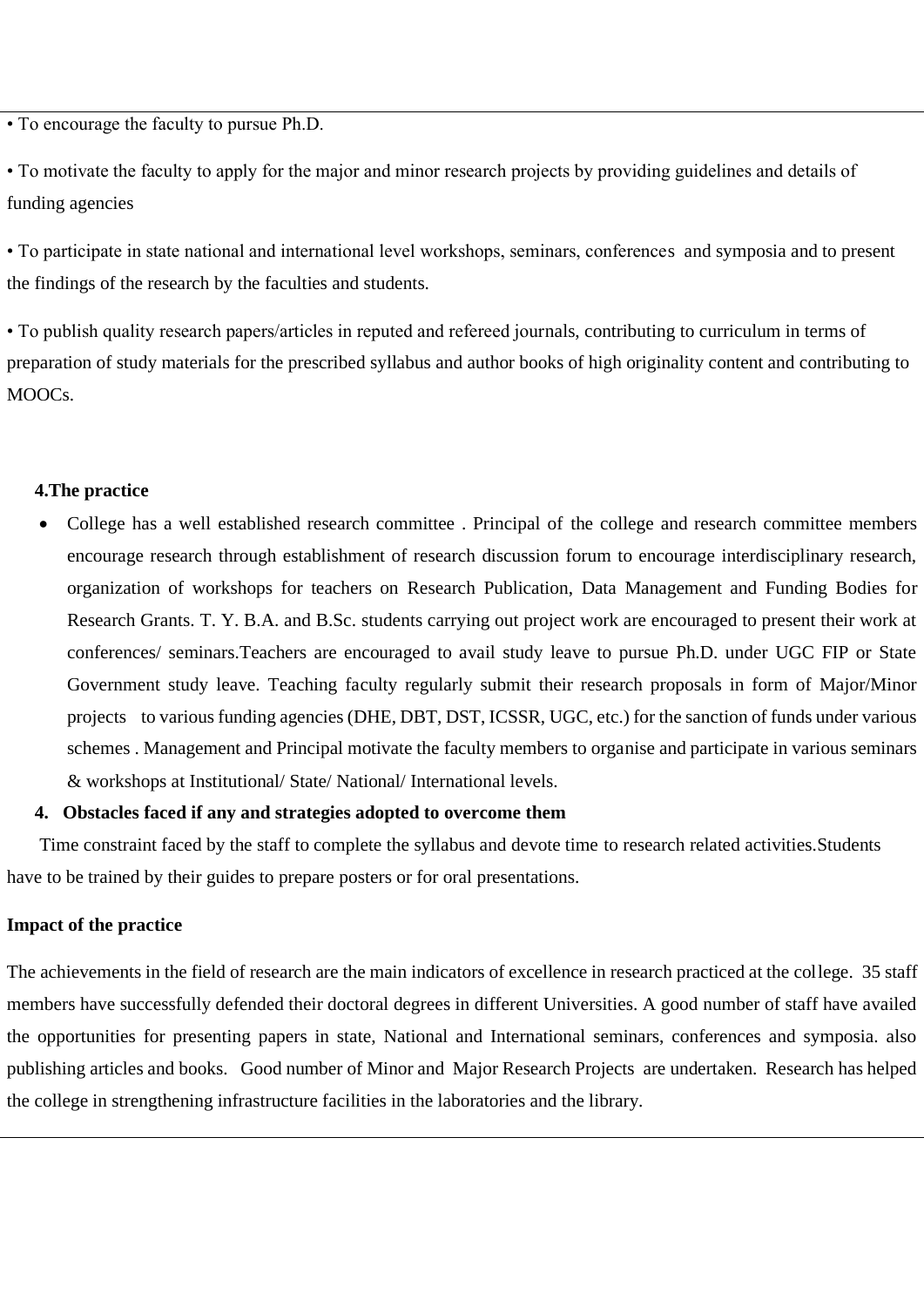• To encourage the faculty to pursue Ph.D.

• To motivate the faculty to apply for the major and minor research projects by providing guidelines and details of funding agencies

• To participate in state national and international level workshops, seminars, conferences and symposia and to present the findings of the research by the faculties and students.

• To publish quality research papers/articles in reputed and refereed journals, contributing to curriculum in terms of preparation of study materials for the prescribed syllabus and author books of high originality content and contributing to MOOCs.

**4.The practice**

- College has a well established research committee . Principal of the college and research committee members encourage research through establishment of research discussion forum to encourage interdisciplinary research, organization of workshops for teachers on Research Publication, Data Management and Funding Bodies for Research Grants. T. Y. B.A. and B.Sc. students carrying out project work are encouraged to present their work at conferences/ seminars.Teachers are encouraged to avail study leave to pursue Ph.D. under UGC FIP or State Government study leave. Teaching faculty regularly submit their research proposals in form of Major/Minor projects to various funding agencies (DHE, DBT, DST, ICSSR, UGC, etc.) for the sanction of funds under various schemes . Management and Principal motivate the faculty members to organise and participate in various seminars & workshops at Institutional/ State/ National/ International levels.

**4. Obstacles faced if any and strategies adopted to overcome them**

Time constraint faced by the staff to complete the syllabus and devote time to research related activities.Students have to be trained by their guides to prepare posters or for oral presentations.

**Impact of the practice**

The achievements in the field of research are the main indicators of excellence in research practiced at the college. 35 staff members have successfully defended their doctoral degrees in different Universities. A good number of staff have availed the opportunities for presenting papers in state, National and International seminars, conferences and symposia. also publishing articles and books. Good number of Minor and Major Research Projects are undertaken. Research has helped the college in strengthening infrastructure facilities in the laboratories and the library.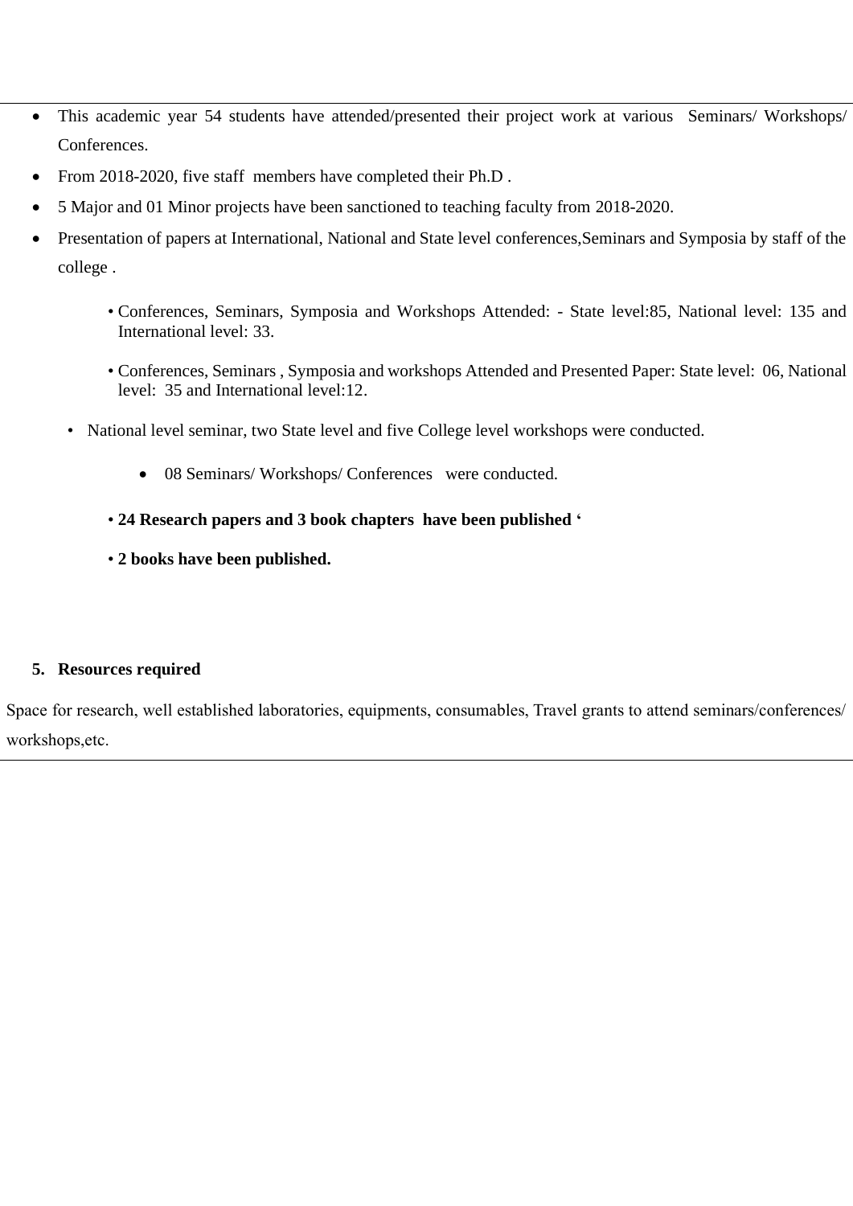- This academic year 54 students have attended/presented their project work at various Seminars/ Workshops/ Conferences.
- From 2018-2020, five staff members have completed their Ph.D .
- 5 Major and 01 Minor projects have been sanctioned to teaching faculty from 2018-2020.
- Presentation of papers at International, National and State level conferences,Seminars and Symposia by staff of the college .
  - Conferences, Seminars, Symposia and Workshops Attended: - State level:85, National level: 135 and International level: 33.
  - Conferences, Seminars , Symposia and workshops Attended and Presented Paper: State level: 06, National level: 35 and International level:12.
- National level seminar, two State level and five College level workshops were conducted.
  - 08 Seminars/ Workshops/ Conferences were conducted.
  - **24 Research papers and 3 book chapters have been published '**
  - **2 books have been published.**

**5. Resources required**

Space for research, well established laboratories, equipments, consumables, Travel grants to attend seminars/conferences/ workshops,etc.